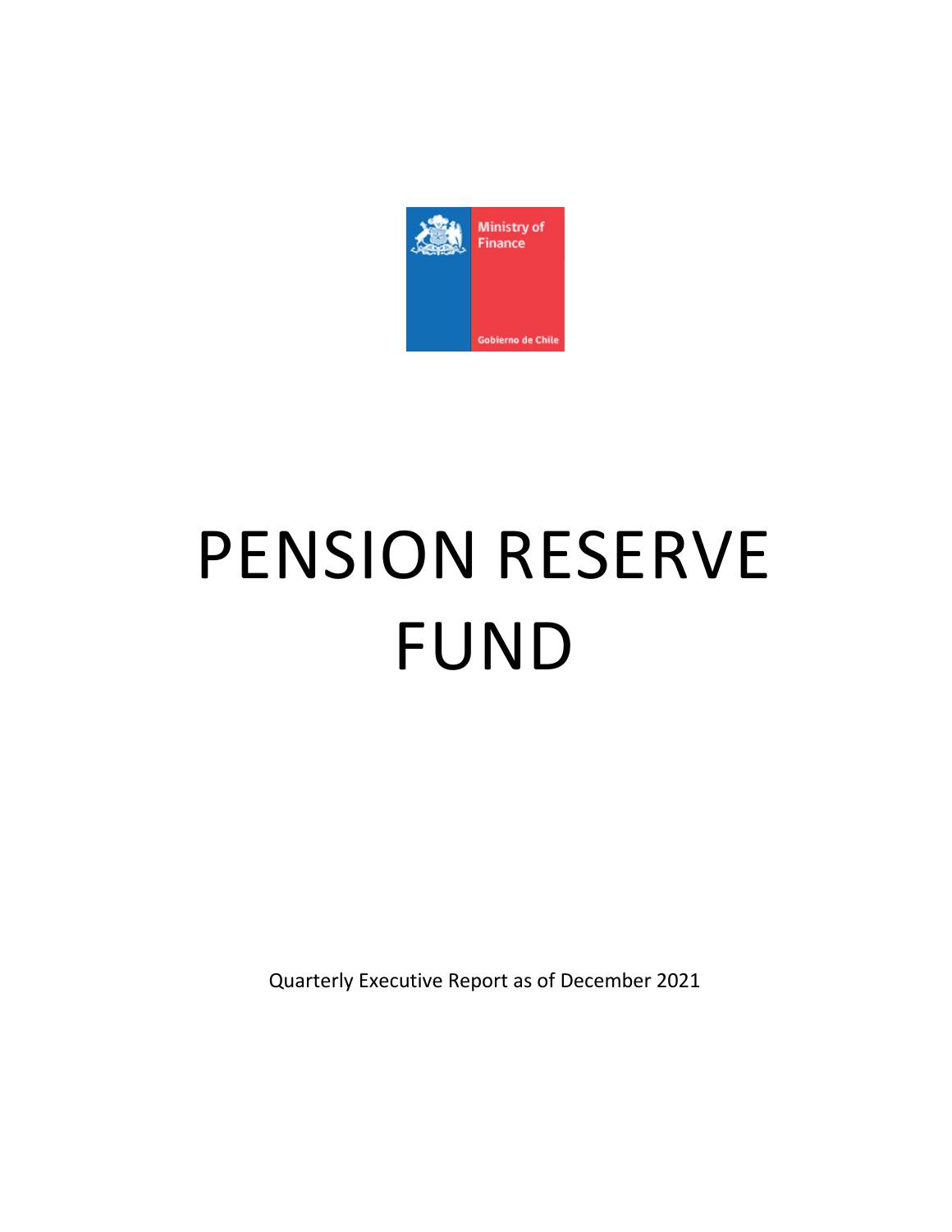Ministry of Finance

Gobierno de Chile

# PENSION RESERVE FUND

Quarterly Executive Report as of December 2021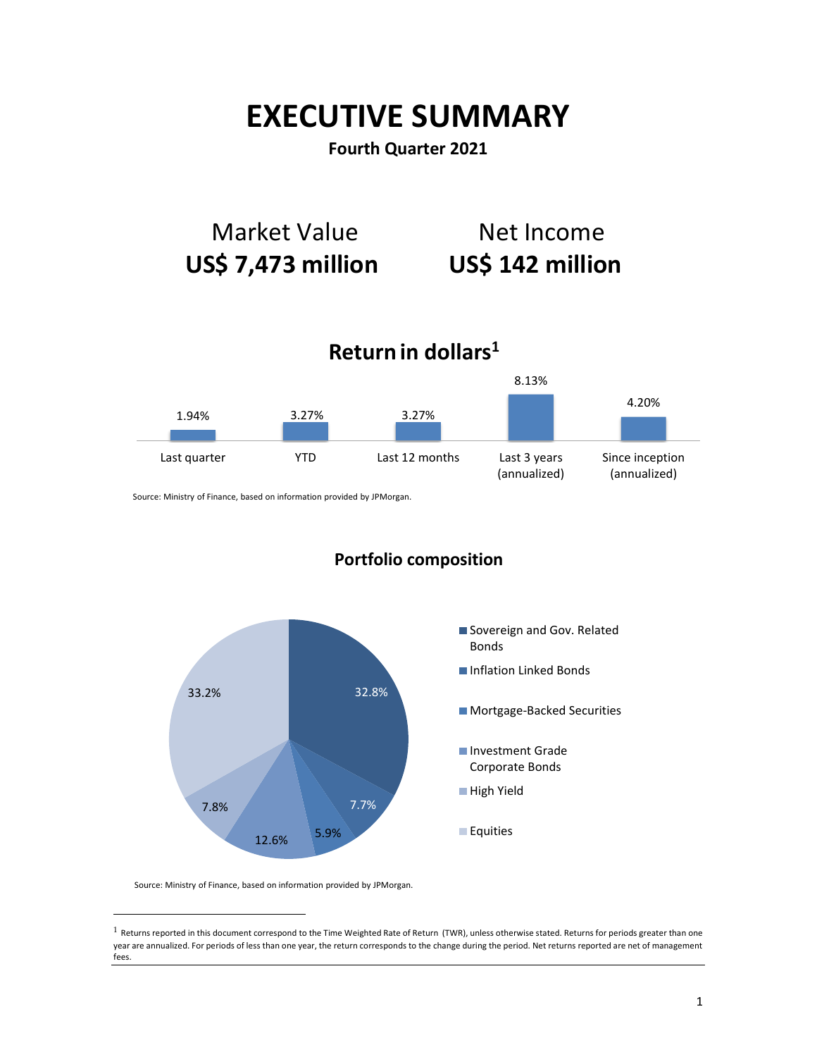# EXECUTIVE SUMMARY

**Fourth Quarter 2021**

Market Value
**US$ 7,473 million**

Net Income
**US$ 142 million**

## Return in dollars[1]

| Last quarter | YTD | Last 12 months | Last 3 years (annualized) | Since inception (annualized) |
|---|---|---|---|---|
| 1.94% | 3.27% | 3.27% | 8.13% | 4.20% |

Source: Ministry of Finance, based on information provided by JPMorgan.

## Portfolio composition

| Asset class | Share |
|---|---|
| Sovereign and Gov. Related Bonds | 32.8% |
| Inflation Linked Bonds | 7.7% |
| Mortgage-Backed Securities | 5.9% |
| Investment Grade Corporate Bonds | 12.6% |
| High Yield | 7.8% |
| Equities | 33.2% |

Source: Ministry of Finance, based on information provided by JPMorgan.

[1] Returns reported in this document correspond to the Time Weighted Rate of Return (TWR), unless otherwise stated. Returns for periods greater than one year are annualized. For periods of less than one year, the return corresponds to the change during the period. Net returns reported are net of management fees.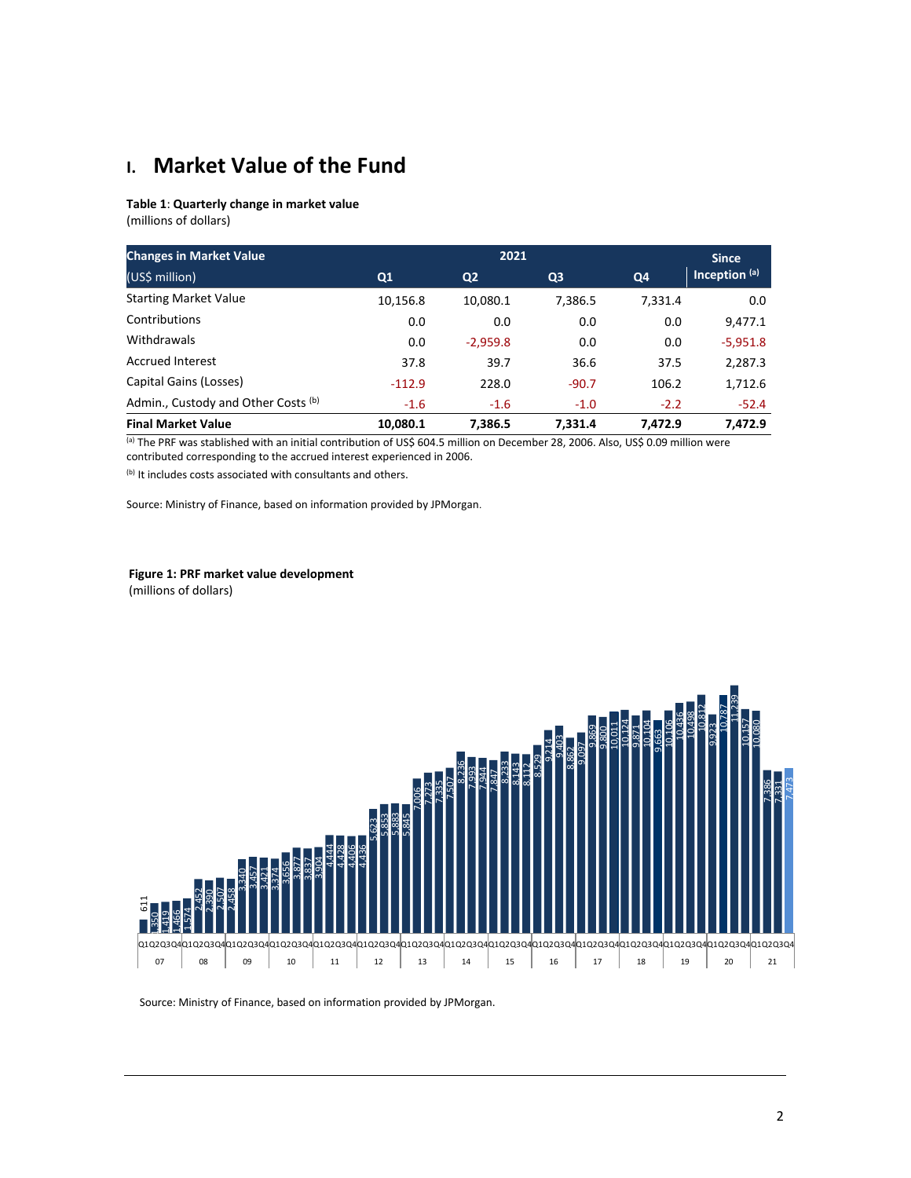# I. Market Value of the Fund

**Table 1**: **Quarterly change in market value**
(millions of dollars)

| **Changes in Market Value** (US$ million) | **2021** Q1 | Q2 | Q3 | Q4 | **Since Inception** [(a)] |
|---|---|---|---|---|---|
| Starting Market Value | 10,156.8 | 10,080.1 | 7,386.5 | 7,331.4 | 0.0 |
| Contributions | 0.0 | 0.0 | 0.0 | 0.0 | 9,477.1 |
| Withdrawals | 0.0 | -2,959.8 | 0.0 | 0.0 | -5,951.8 |
| Accrued Interest | 37.8 | 39.7 | 36.6 | 37.5 | 2,287.3 |
| Capital Gains (Losses) | -112.9 | 228.0 | -90.7 | 106.2 | 1,712.6 |
| Admin., Custody and Other Costs [(b)] | -1.6 | -1.6 | -1.0 | -2.2 | -52.4 |
| **Final Market Value** | **10,080.1** | **7,386.5** | **7,331.4** | **7,472.9** | **7,472.9** |

[(a)] The PRF was stablished with an initial contribution of US$ 604.5 million on December 28, 2006. Also, US$ 0.09 million were contributed corresponding to the accrued interest experienced in 2006.

[(b)] It includes costs associated with consultants and others.

Source: Ministry of Finance, based on information provided by JPMorgan.

**Figure 1: PRF market value development**
(millions of dollars)

Source: Ministry of Finance, based on information provided by JPMorgan.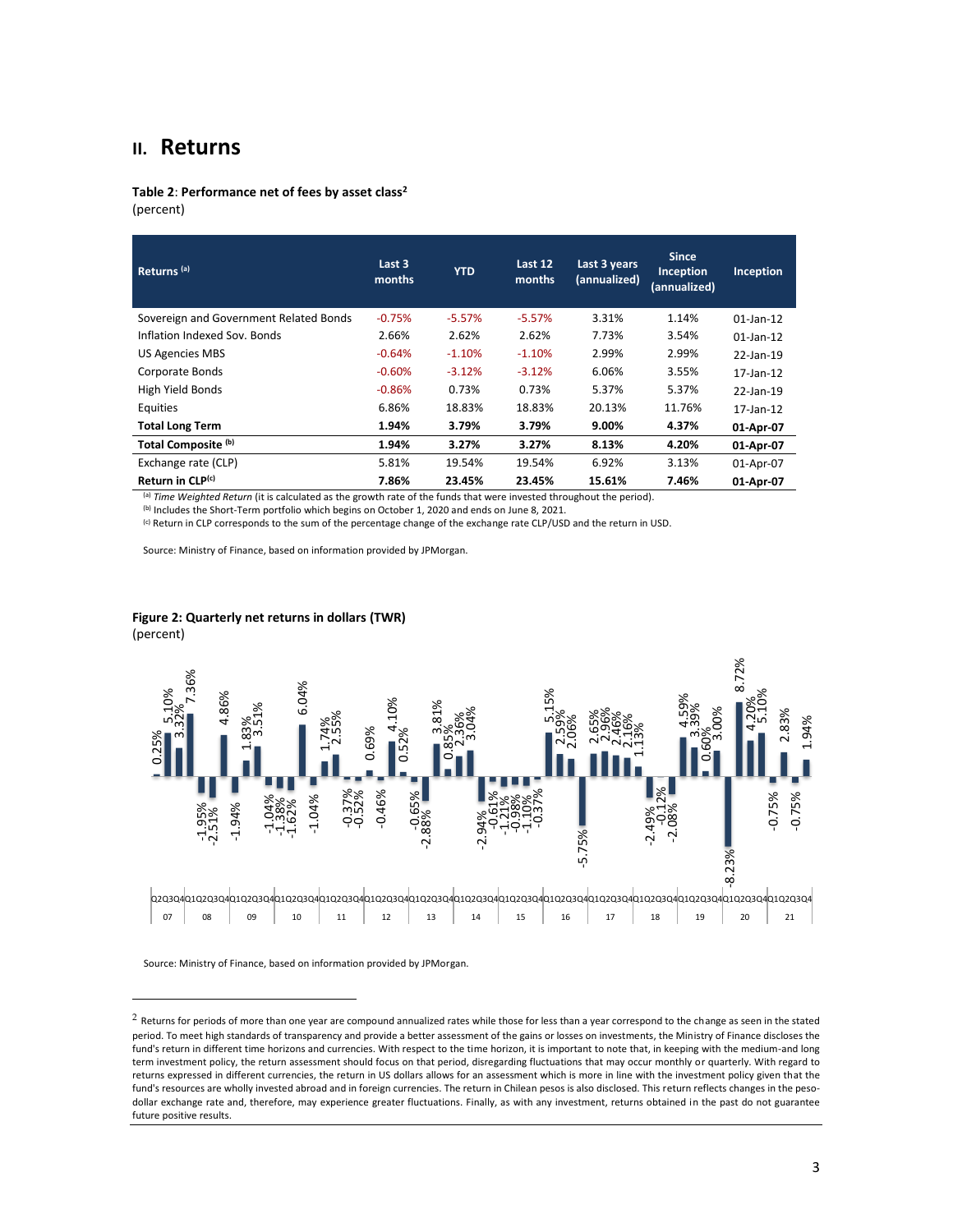## II. Returns

**Table 2**: **Performance net of fees by asset class**[2]
(percent)

| Returns [(a)] | Last 3 months | YTD | Last 12 months | Last 3 years (annualized) | Since Inception (annualized) | Inception |
|---|---|---|---|---|---|---|
| Sovereign and Government Related Bonds | -0.75% | -5.57% | -5.57% | 3.31% | 1.14% | 01-Jan-12 |
| Inflation Indexed Sov. Bonds | 2.66% | 2.62% | 2.62% | 7.73% | 3.54% | 01-Jan-12 |
| US Agencies MBS | -0.64% | -1.10% | -1.10% | 2.99% | 2.99% | 22-Jan-19 |
| Corporate Bonds | -0.60% | -3.12% | -3.12% | 6.06% | 3.55% | 17-Jan-12 |
| High Yield Bonds | -0.86% | 0.73% | 0.73% | 5.37% | 5.37% | 22-Jan-19 |
| Equities | 6.86% | 18.83% | 18.83% | 20.13% | 11.76% | 17-Jan-12 |
| **Total Long Term** | **1.94%** | **3.79%** | **3.79%** | **9.00%** | **4.37%** | **01-Apr-07** |
| **Total Composite [(b)]** | **1.94%** | **3.27%** | **3.27%** | **8.13%** | **4.20%** | **01-Apr-07** |
| Exchange rate (CLP) | 5.81% | 19.54% | 19.54% | 6.92% | 3.13% | 01-Apr-07 |
| **Return in CLP[(c)]** | **7.86%** | **23.45%** | **23.45%** | **15.61%** | **7.46%** | **01-Apr-07** |

[(a)] *Time Weighted Return* (it is calculated as the growth rate of the funds that were invested throughout the period).
[(b)] Includes the Short-Term portfolio which begins on October 1, 2020 and ends on June 8, 2021.
[(c)] Return in CLP corresponds to the sum of the percentage change of the exchange rate CLP/USD and the return in USD.

Source: Ministry of Finance, based on information provided by JPMorgan.

**Figure 2: Quarterly net returns in dollars (TWR)**
(percent)

Source: Ministry of Finance, based on information provided by JPMorgan.

---

[2] Returns for periods of more than one year are compound annualized rates while those for less than a year correspond to the change as seen in the stated period. To meet high standards of transparency and provide a better assessment of the gains or losses on investments, the Ministry of Finance discloses the fund's return in different time horizons and currencies. With respect to the time horizon, it is important to note that, in keeping with the medium-and long term investment policy, the return assessment should focus on that period, disregarding fluctuations that may occur monthly or quarterly. With regard to returns expressed in different currencies, the return in US dollars allows for an assessment which is more in line with the investment policy given that the fund's resources are wholly invested abroad and in foreign currencies. The return in Chilean pesos is also disclosed. This return reflects changes in the peso-dollar exchange rate and, therefore, may experience greater fluctuations. Finally, as with any investment, returns obtained in the past do not guarantee future positive results.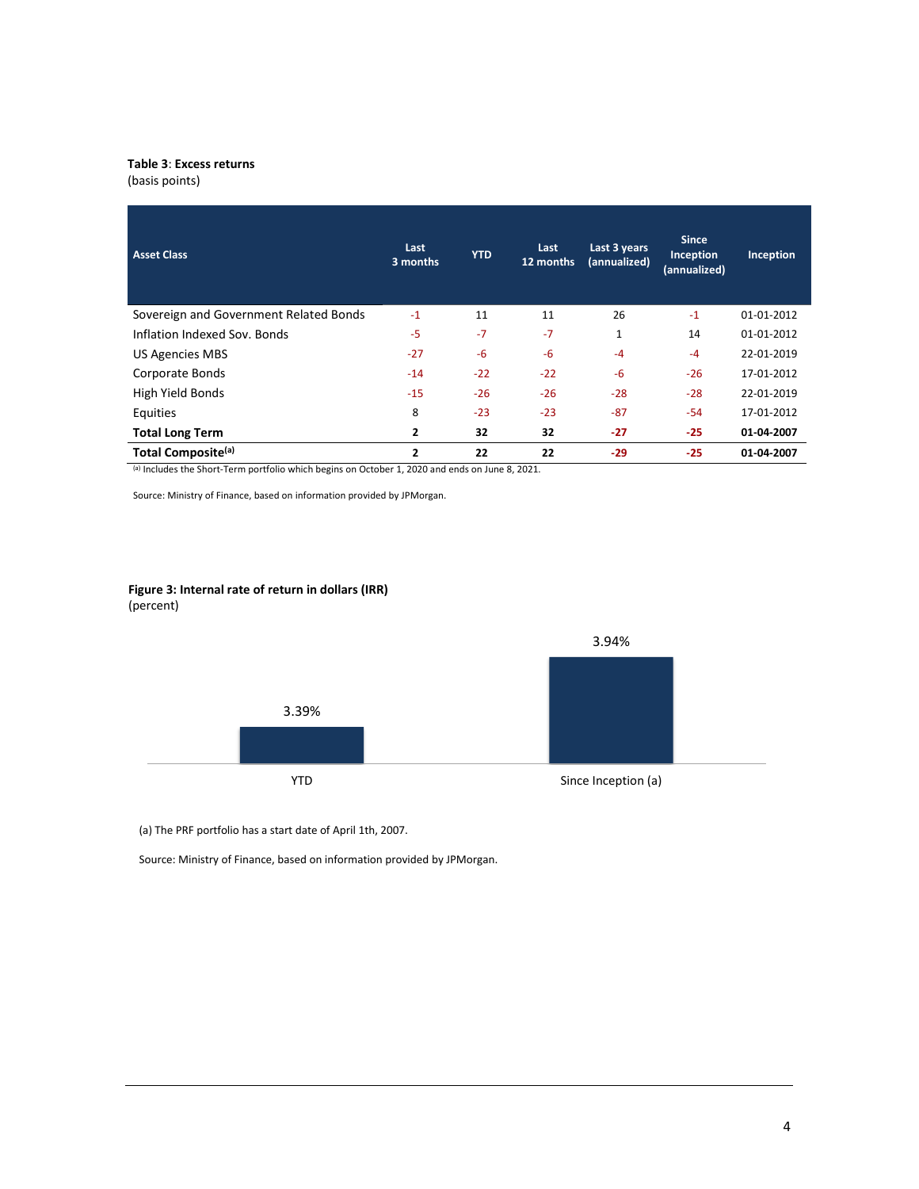**Table 3**: **Excess returns**
(basis points)

| Asset Class | Last 3 months | YTD | Last 12 months | Last 3 years (annualized) | Since Inception (annualized) | Inception |
|---|---|---|---|---|---|---|
| Sovereign and Government Related Bonds | -1 | 11 | 11 | 26 | -1 | 01-01-2012 |
| Inflation Indexed Sov. Bonds | -5 | -7 | -7 | 1 | 14 | 01-01-2012 |
| US Agencies MBS | -27 | -6 | -6 | -4 | -4 | 22-01-2019 |
| Corporate Bonds | -14 | -22 | -22 | -6 | -26 | 17-01-2012 |
| High Yield Bonds | -15 | -26 | -26 | -28 | -28 | 22-01-2019 |
| Equities | 8 | -23 | -23 | -87 | -54 | 17-01-2012 |
| **Total Long Term** | **2** | **32** | **32** | **-27** | **-25** | **01-04-2007** |
| **Total Composite[(a)]** | **2** | **22** | **22** | **-29** | **-25** | **01-04-2007** |

(a) Includes the Short-Term portfolio which begins on October 1, 2020 and ends on June 8, 2021.

Source: Ministry of Finance, based on information provided by JPMorgan.

**Figure 3: Internal rate of return in dollars (IRR)**
(percent)

| | YTD | Since Inception (a) |
|---|---|---|
| IRR | 3.39% | 3.94% |

(a) The PRF portfolio has a start date of April 1th, 2007.

Source: Ministry of Finance, based on information provided by JPMorgan.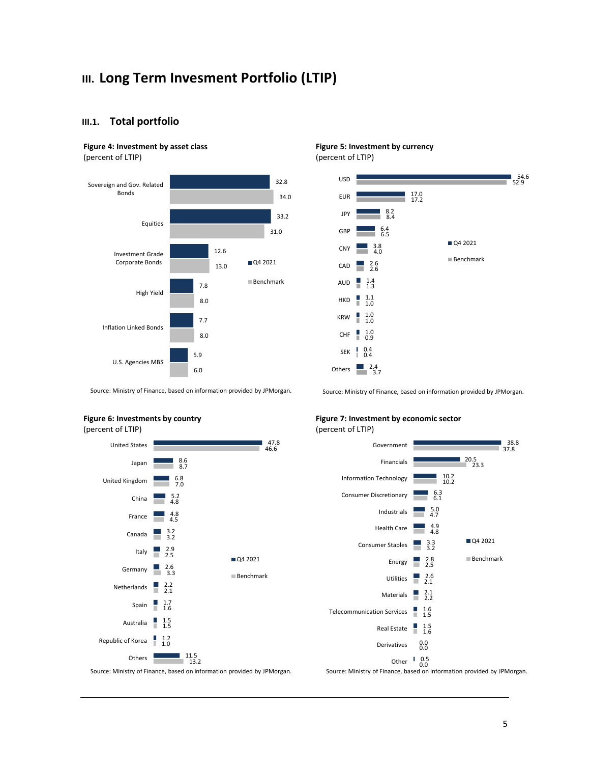# III. Long Term Invesment Portfolio (LTIP)

## III.1. Total portfolio

**Figure 4: Investment by asset class**
(percent of LTIP)

| Asset class | Q4 2021 | Benchmark |
|---|---|---|
| Sovereign and Gov. Related Bonds | 32.8 | 34.0 |
| Equities | 33.2 | 31.0 |
| Investment Grade Corporate Bonds | 12.6 | 13.0 |
| High Yield | 7.8 | 8.0 |
| Inflation Linked Bonds | 7.7 | 8.0 |
| U.S. Agencies MBS | 5.9 | 6.0 |

Source: Ministry of Finance, based on information provided by JPMorgan.

**Figure 5: Investment by currency**
(percent of LTIP)

| Currency | Q4 2021 | Benchmark |
|---|---|---|
| USD | 54.6 | 52.9 |
| EUR | 17.0 | 17.2 |
| JPY | 8.2 | 8.4 |
| GBP | 6.4 | 6.5 |
| CNY | 3.8 | 4.0 |
| CAD | 2.6 | 2.6 |
| AUD | 1.4 | 1.3 |
| HKD | 1.1 | 1.0 |
| KRW | 1.0 | 1.0 |
| CHF | 1.0 | 0.9 |
| SEK | 0.4 | 0.4 |
| Others | 2.4 | 3.7 |

Source: Ministry of Finance, based on information provided by JPMorgan.

**Figure 6: Investments by country**
(percent of LTIP)

| Country | Q4 2021 | Benchmark |
|---|---|---|
| United States | 47.8 | 46.6 |
| Japan | 8.6 | 8.7 |
| United Kingdom | 6.8 | 7.0 |
| China | 5.2 | 4.8 |
| France | 4.8 | 4.5 |
| Canada | 3.2 | 3.2 |
| Italy | 2.9 | 2.5 |
| Germany | 2.6 | 3.3 |
| Netherlands | 2.2 | 2.1 |
| Spain | 1.7 | 1.6 |
| Australia | 1.5 | 1.5 |
| Republic of Korea | 1.2 | 1.0 |
| Others | 11.5 | 13.2 |

Source: Ministry of Finance, based on information provided by JPMorgan.

**Figure 7: Investment by economic sector**
(percent of LTIP)

| Sector | Q4 2021 | Benchmark |
|---|---|---|
| Government | 38.8 | 37.8 |
| Financials | 20.5 | 23.3 |
| Information Technology | 10.2 | 10.2 |
| Consumer Discretionary | 6.3 | 6.1 |
| Industrials | 5.0 | 4.7 |
| Health Care | 4.9 | 4.8 |
| Consumer Staples | 3.3 | 3.2 |
| Energy | 2.8 | 2.5 |
| Utilities | 2.6 | 2.1 |
| Materials | 2.1 | 2.2 |
| Telecommunication Services | 1.6 | 1.5 |
| Real Estate | 1.5 | 1.6 |
| Derivatives | 0.0 | 0.0 |
| Other | 0.5 | 0.0 |

Source: Ministry of Finance, based on information provided by JPMorgan.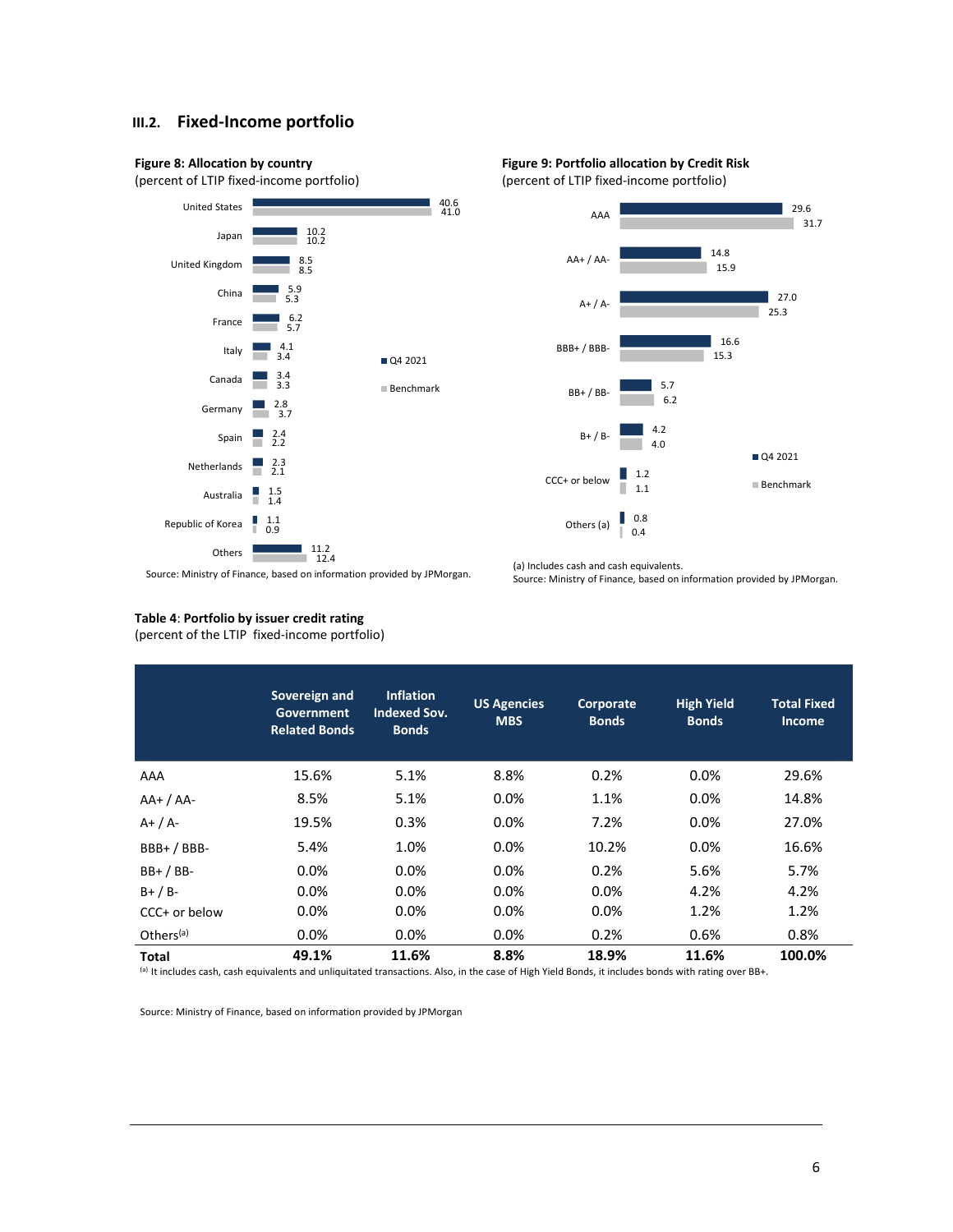## III.2. Fixed-Income portfolio

**Figure 8: Allocation by country**
(percent of LTIP fixed-income portfolio)

| Country | Q4 2021 | Benchmark |
|---|---|---|
| United States | 40.6 | 41.0 |
| Japan | 10.2 | 10.2 |
| United Kingdom | 8.5 | 8.5 |
| China | 5.9 | 5.3 |
| France | 6.2 | 5.7 |
| Italy | 4.1 | 3.4 |
| Canada | 3.4 | 3.3 |
| Germany | 2.8 | 3.7 |
| Spain | 2.4 | 2.2 |
| Netherlands | 2.3 | 2.1 |
| Australia | 1.5 | 1.4 |
| Republic of Korea | 1.1 | 0.9 |
| Others | 11.2 | 12.4 |

Source: Ministry of Finance, based on information provided by JPMorgan.

**Figure 9: Portfolio allocation by Credit Risk**
(percent of LTIP fixed-income portfolio)

| Rating | Q4 2021 | Benchmark |
|---|---|---|
| AAA | 29.6 | 31.7 |
| AA+ / AA- | 14.8 | 15.9 |
| A+ / A- | 27.0 | 25.3 |
| BBB+ / BBB- | 16.6 | 15.3 |
| BB+ / BB- | 5.7 | 6.2 |
| B+ / B- | 4.2 | 4.0 |
| CCC+ or below | 1.2 | 1.1 |
| Others (a) | 0.8 | 0.4 |

(a) Includes cash and cash equivalents.
Source: Ministry of Finance, based on information provided by JPMorgan.

**Table 4**: **Portfolio by issuer credit rating**
(percent of the LTIP fixed-income portfolio)

| | Sovereign and Government Related Bonds | Inflation Indexed Sov. Bonds | US Agencies MBS | Corporate Bonds | High Yield Bonds | Total Fixed Income |
|---|---|---|---|---|---|---|
| AAA | 15.6% | 5.1% | 8.8% | 0.2% | 0.0% | 29.6% |
| AA+ / AA- | 8.5% | 5.1% | 0.0% | 1.1% | 0.0% | 14.8% |
| A+ / A- | 19.5% | 0.3% | 0.0% | 7.2% | 0.0% | 27.0% |
| BBB+ / BBB- | 5.4% | 1.0% | 0.0% | 10.2% | 0.0% | 16.6% |
| BB+ / BB- | 0.0% | 0.0% | 0.0% | 0.2% | 5.6% | 5.7% |
| B+ / B- | 0.0% | 0.0% | 0.0% | 0.0% | 4.2% | 4.2% |
| CCC+ or below | 0.0% | 0.0% | 0.0% | 0.0% | 1.2% | 1.2% |
| Others[(a)] | 0.0% | 0.0% | 0.0% | 0.2% | 0.6% | 0.8% |
| **Total** | **49.1%** | **11.6%** | **8.8%** | **18.9%** | **11.6%** | **100.0%** |

[(a)] It includes cash, cash equivalents and unliquitated transactions. Also, in the case of High Yield Bonds, it includes bonds with rating over BB+.

Source: Ministry of Finance, based on information provided by JPMorgan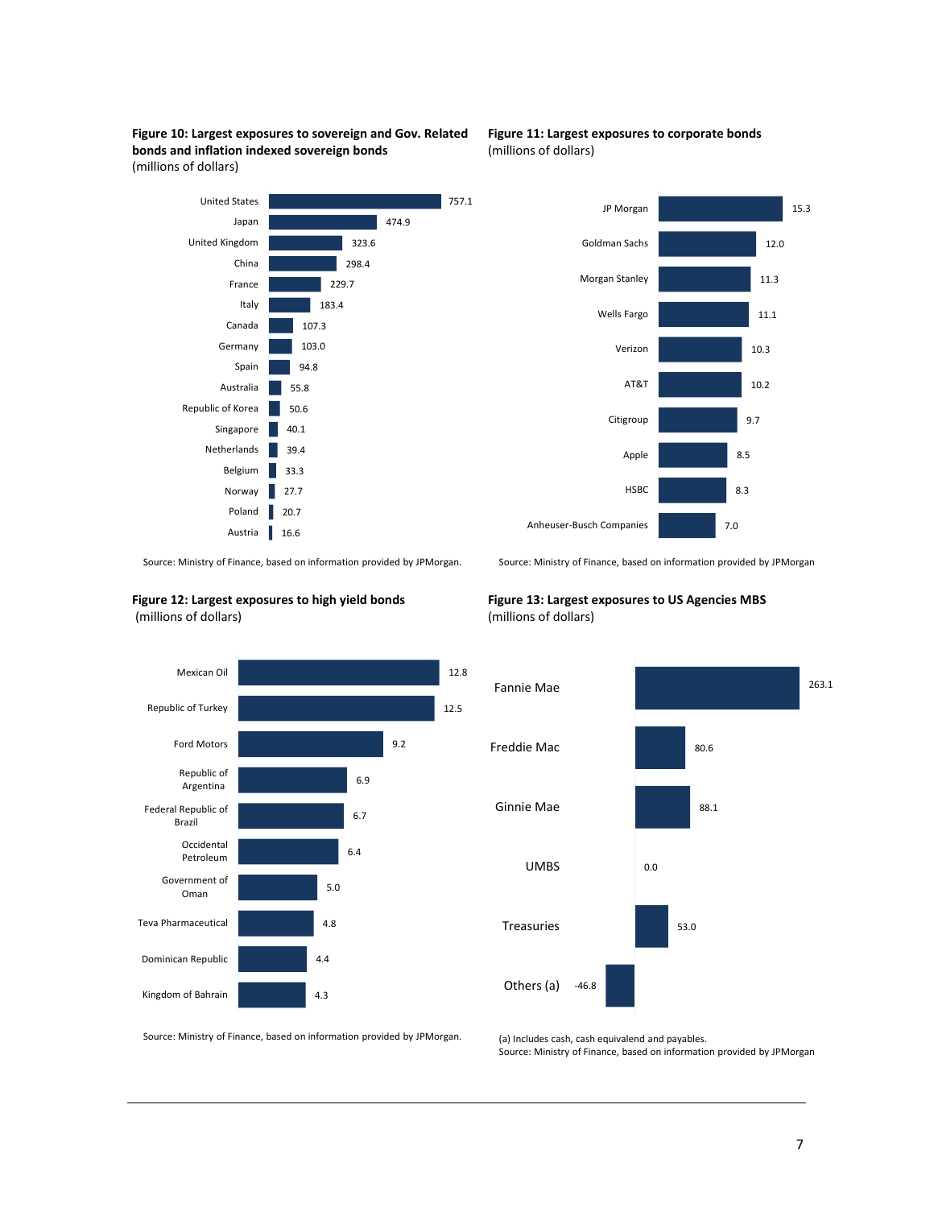**Figure 10: Largest exposures to sovereign and Gov. Related bonds and inflation indexed sovereign bonds**
(millions of dollars)

| Country | Value |
|---|---|
| United States | 757.1 |
| Japan | 474.9 |
| United Kingdom | 323.6 |
| China | 298.4 |
| France | 229.7 |
| Italy | 183.4 |
| Canada | 107.3 |
| Germany | 103.0 |
| Spain | 94.8 |
| Australia | 55.8 |
| Republic of Korea | 50.6 |
| Singapore | 40.1 |
| Netherlands | 39.4 |
| Belgium | 33.3 |
| Norway | 27.7 |
| Poland | 20.7 |
| Austria | 16.6 |

Source: Ministry of Finance, based on information provided by JPMorgan.

**Figure 11: Largest exposures to corporate bonds**
(millions of dollars)

| Company | Value |
|---|---|
| JP Morgan | 15.3 |
| Goldman Sachs | 12.0 |
| Morgan Stanley | 11.3 |
| Wells Fargo | 11.1 |
| Verizon | 10.3 |
| AT&T | 10.2 |
| Citigroup | 9.7 |
| Apple | 8.5 |
| HSBC | 8.3 |
| Anheuser-Busch Companies | 7.0 |

Source: Ministry of Finance, based on information provided by JPMorgan

**Figure 12: Largest exposures to high yield bonds**
(millions of dollars)

| Issuer | Value |
|---|---|
| Mexican Oil | 12.8 |
| Republic of Turkey | 12.5 |
| Ford Motors | 9.2 |
| Republic of Argentina | 6.9 |
| Federal Republic of Brazil | 6.7 |
| Occidental Petroleum | 6.4 |
| Government of Oman | 5.0 |
| Teva Pharmaceutical | 4.8 |
| Dominican Republic | 4.4 |
| Kingdom of Bahrain | 4.3 |

Source: Ministry of Finance, based on information provided by JPMorgan.

**Figure 13: Largest exposures to US Agencies MBS**
(millions of dollars)

| Issuer | Value |
|---|---|
| Fannie Mae | 263.1 |
| Freddie Mac | 80.6 |
| Ginnie Mae | 88.1 |
| UMBS | 0.0 |
| Treasuries | 53.0 |
| Others (a) | -46.8 |

(a) Includes cash, cash equivalend and payables.
Source: Ministry of Finance, based on information provided by JPMorgan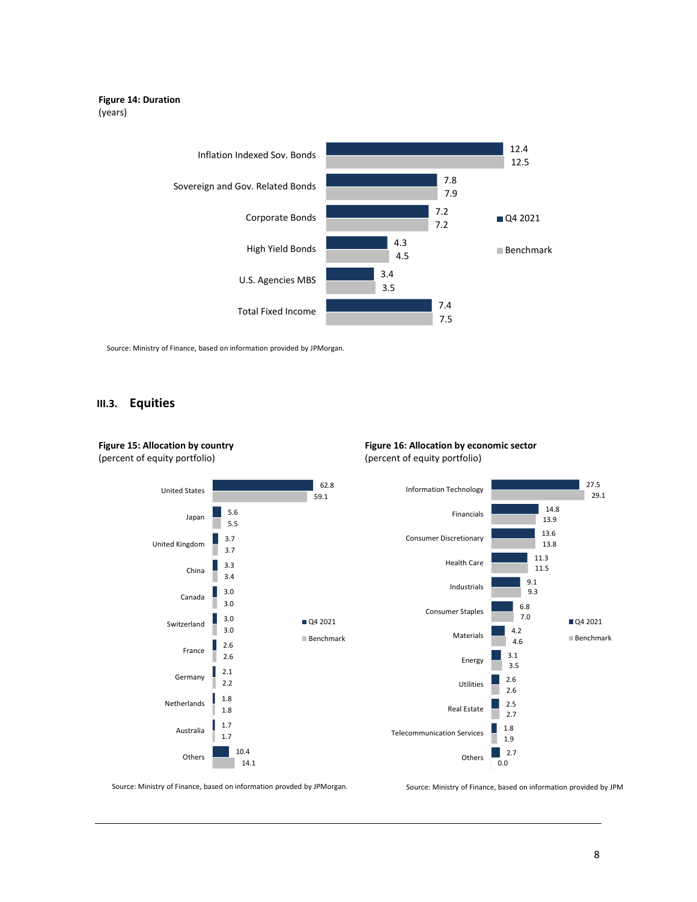**Figure 14: Duration**
(years)

| | Q4 2021 | Benchmark |
|---|---|---|
| Inflation Indexed Sov. Bonds | 12.4 | 12.5 |
| Sovereign and Gov. Related Bonds | 7.8 | 7.9 |
| Corporate Bonds | 7.2 | 7.2 |
| High Yield Bonds | 4.3 | 4.5 |
| U.S. Agencies MBS | 3.4 | 3.5 |
| Total Fixed Income | 7.4 | 7.5 |

Source: Ministry of Finance, based on information provided by JPMorgan.

## III.3. Equities

**Figure 15: Allocation by country**
(percent of equity portfolio)

| | Q4 2021 | Benchmark |
|---|---|---|
| United States | 62.8 | 59.1 |
| Japan | 5.6 | 5.5 |
| United Kingdom | 3.7 | 3.7 |
| China | 3.3 | 3.4 |
| Canada | 3.0 | 3.0 |
| Switzerland | 3.0 | 3.0 |
| France | 2.6 | 2.6 |
| Germany | 2.1 | 2.2 |
| Netherlands | 1.8 | 1.8 |
| Australia | 1.7 | 1.7 |
| Others | 10.4 | 14.1 |

Source: Ministry of Finance, based on information provded by JPMorgan.

**Figure 16: Allocation by economic sector**
(percent of equity portfolio)

| | Q4 2021 | Benchmark |
|---|---|---|
| Information Technology | 27.5 | 29.1 |
| Financials | 14.8 | 13.9 |
| Consumer Discretionary | 13.6 | 13.8 |
| Health Care | 11.3 | 11.5 |
| Industrials | 9.1 | 9.3 |
| Consumer Staples | 6.8 | 7.0 |
| Materials | 4.2 | 4.6 |
| Energy | 3.1 | 3.5 |
| Utilities | 2.6 | 2.6 |
| Real Estate | 2.5 | 2.7 |
| Telecommunication Services | 1.8 | 1.9 |
| Others | 2.7 | 0.0 |

Source: Ministry of Finance, based on information provided by JPM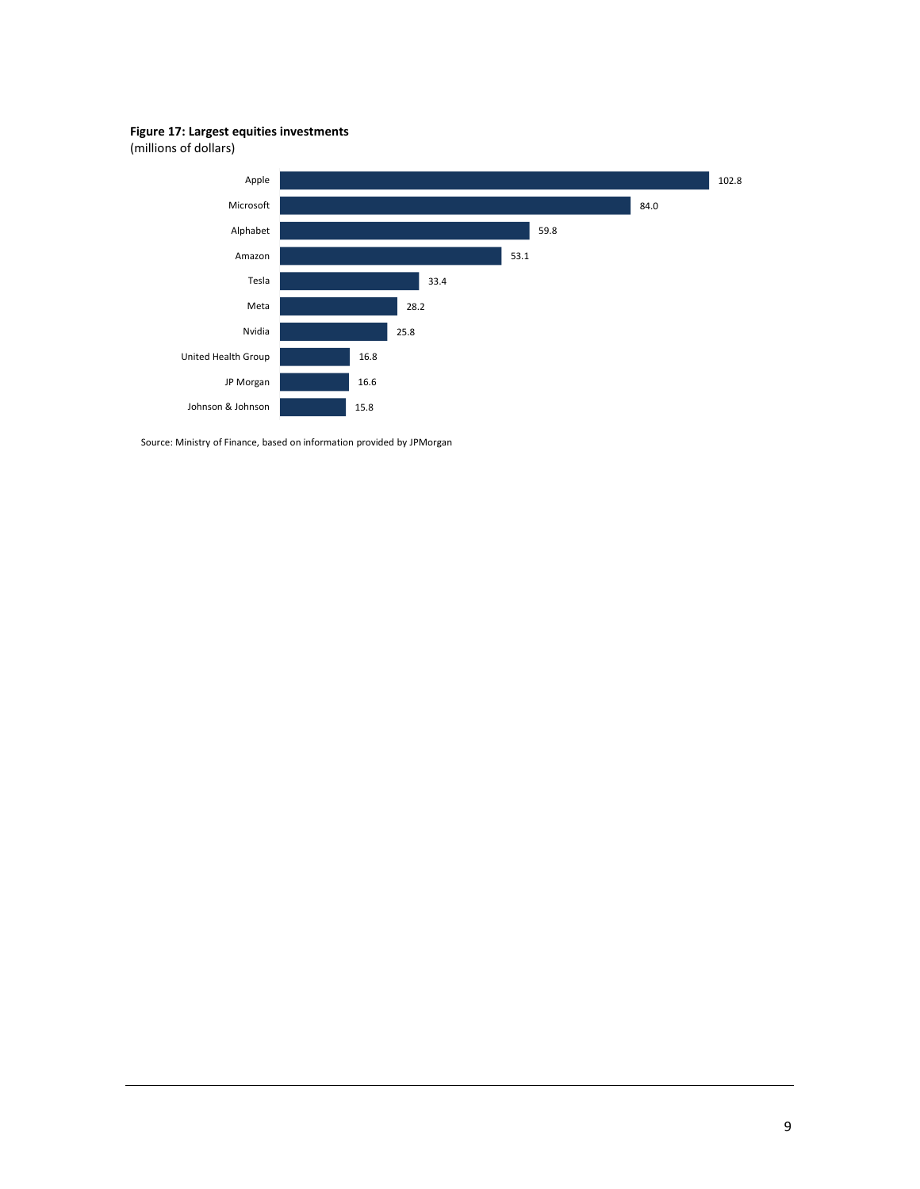**Figure 17: Largest equities investments**
(millions of dollars)

| Company | Value |
|---|---|
| Apple | 102.8 |
| Microsoft | 84.0 |
| Alphabet | 59.8 |
| Amazon | 53.1 |
| Tesla | 33.4 |
| Meta | 28.2 |
| Nvidia | 25.8 |
| United Health Group | 16.8 |
| JP Morgan | 16.6 |
| Johnson & Johnson | 15.8 |

Source: Ministry of Finance, based on information provided by JPMorgan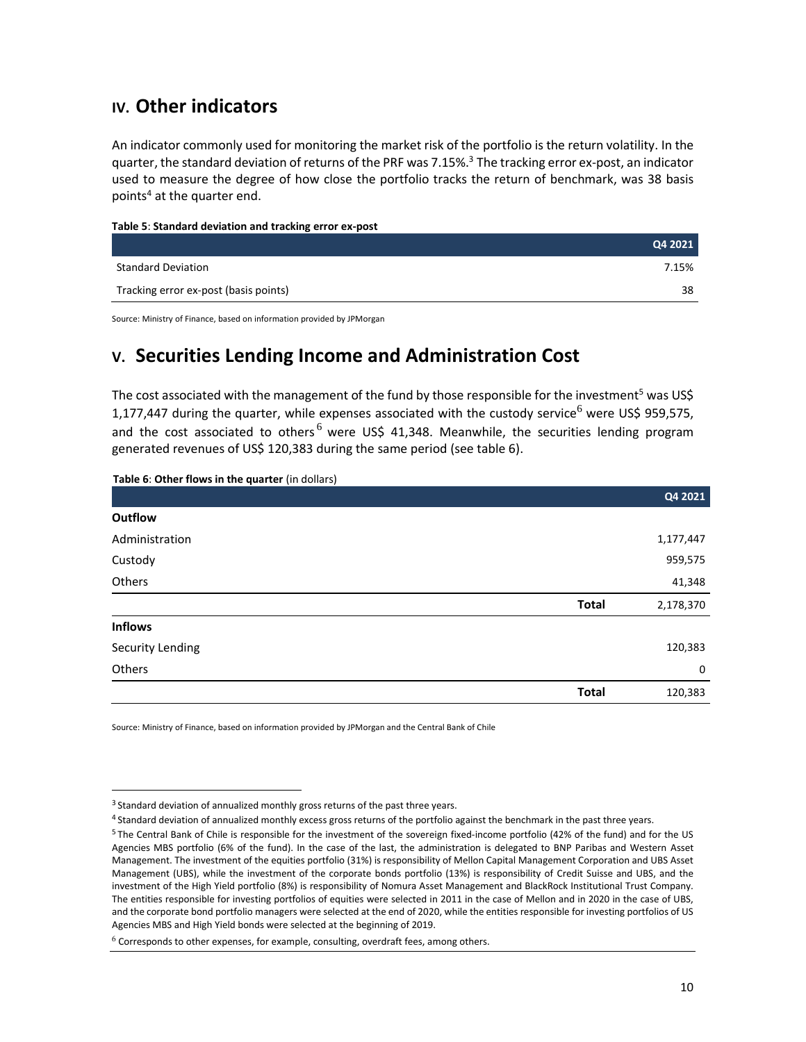## IV. Other indicators

An indicator commonly used for monitoring the market risk of the portfolio is the return volatility. In the quarter, the standard deviation of returns of the PRF was 7.15%.[3] The tracking error ex-post, an indicator used to measure the degree of how close the portfolio tracks the return of benchmark, was 38 basis points[4] at the quarter end.

**Table 5**: **Standard deviation and tracking error ex-post**

| | Q4 2021 |
|---|---|
| Standard Deviation | 7.15% |
| Tracking error ex-post (basis points) | 38 |

Source: Ministry of Finance, based on information provided by JPMorgan

## V. Securities Lending Income and Administration Cost

The cost associated with the management of the fund by those responsible for the investment[5] was US$ 1,177,447 during the quarter, while expenses associated with the custody service[6] were US$ 959,575, and the cost associated to others[6] were US$ 41,348. Meanwhile, the securities lending program generated revenues of US$ 120,383 during the same period (see table 6).

**Table 6**: **Other flows in the quarter** (in dollars)

| | | Q4 2021 |
|---|---|---|
| **Outflow** | | |
| Administration | | 1,177,447 |
| Custody | | 959,575 |
| Others | | 41,348 |
| | **Total** | 2,178,370 |
| **Inflows** | | |
| Security Lending | | 120,383 |
| Others | | 0 |
| | **Total** | 120,383 |

Source: Ministry of Finance, based on information provided by JPMorgan and the Central Bank of Chile

---

[3] Standard deviation of annualized monthly gross returns of the past three years.

[4] Standard deviation of annualized monthly excess gross returns of the portfolio against the benchmark in the past three years.

[5] The Central Bank of Chile is responsible for the investment of the sovereign fixed-income portfolio (42% of the fund) and for the US Agencies MBS portfolio (6% of the fund). In the case of the last, the administration is delegated to BNP Paribas and Western Asset Management. The investment of the equities portfolio (31%) is responsibility of Mellon Capital Management Corporation and UBS Asset Management (UBS), while the investment of the corporate bonds portfolio (13%) is responsibility of Credit Suisse and UBS, and the investment of the High Yield portfolio (8%) is responsibility of Nomura Asset Management and BlackRock Institutional Trust Company. The entities responsible for investing portfolios of equities were selected in 2011 in the case of Mellon and in 2020 in the case of UBS, and the corporate bond portfolio managers were selected at the end of 2020, while the entities responsible for investing portfolios of US Agencies MBS and High Yield bonds were selected at the beginning of 2019.

[6] Corresponds to other expenses, for example, consulting, overdraft fees, among others.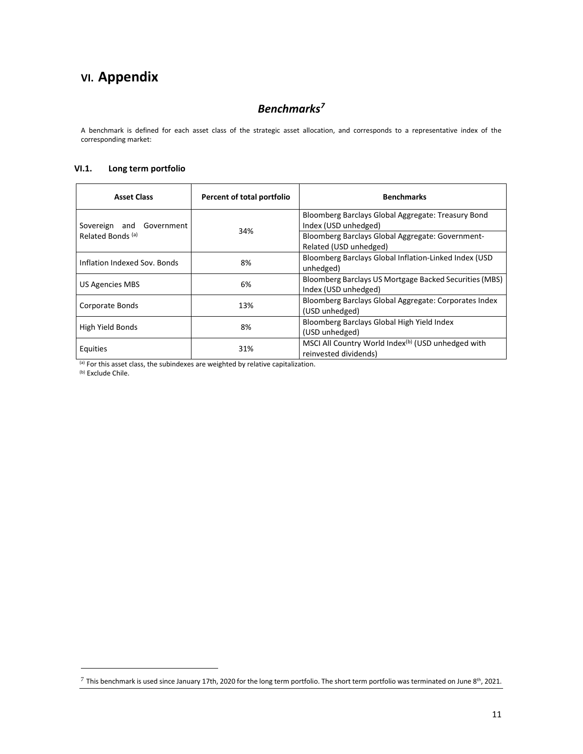# VI. Appendix

## *Benchmarks*[7]

A benchmark is defined for each asset class of the strategic asset allocation, and corresponds to a representative index of the corresponding market:

### VI.1. Long term portfolio

| Asset Class | Percent of total portfolio | Benchmarks |
|---|---|---|
| Sovereign and Government Related Bonds [(a)] | 34% | Bloomberg Barclays Global Aggregate: Treasury Bond Index (USD unhedged) |
| | | Bloomberg Barclays Global Aggregate: Government-Related (USD unhedged) |
| Inflation Indexed Sov. Bonds | 8% | Bloomberg Barclays Global Inflation-Linked Index (USD unhedged) |
| US Agencies MBS | 6% | Bloomberg Barclays US Mortgage Backed Securities (MBS) Index (USD unhedged) |
| Corporate Bonds | 13% | Bloomberg Barclays Global Aggregate: Corporates Index (USD unhedged) |
| High Yield Bonds | 8% | Bloomberg Barclays Global High Yield Index (USD unhedged) |
| Equities | 31% | MSCI All Country World Index[(b)] (USD unhedged with reinvested dividends) |

[(a)] For this asset class, the subindexes are weighted by relative capitalization.
[(b)] Exclude Chile.

[7] This benchmark is used since January 17th, 2020 for the long term portfolio. The short term portfolio was terminated on June 8th, 2021.